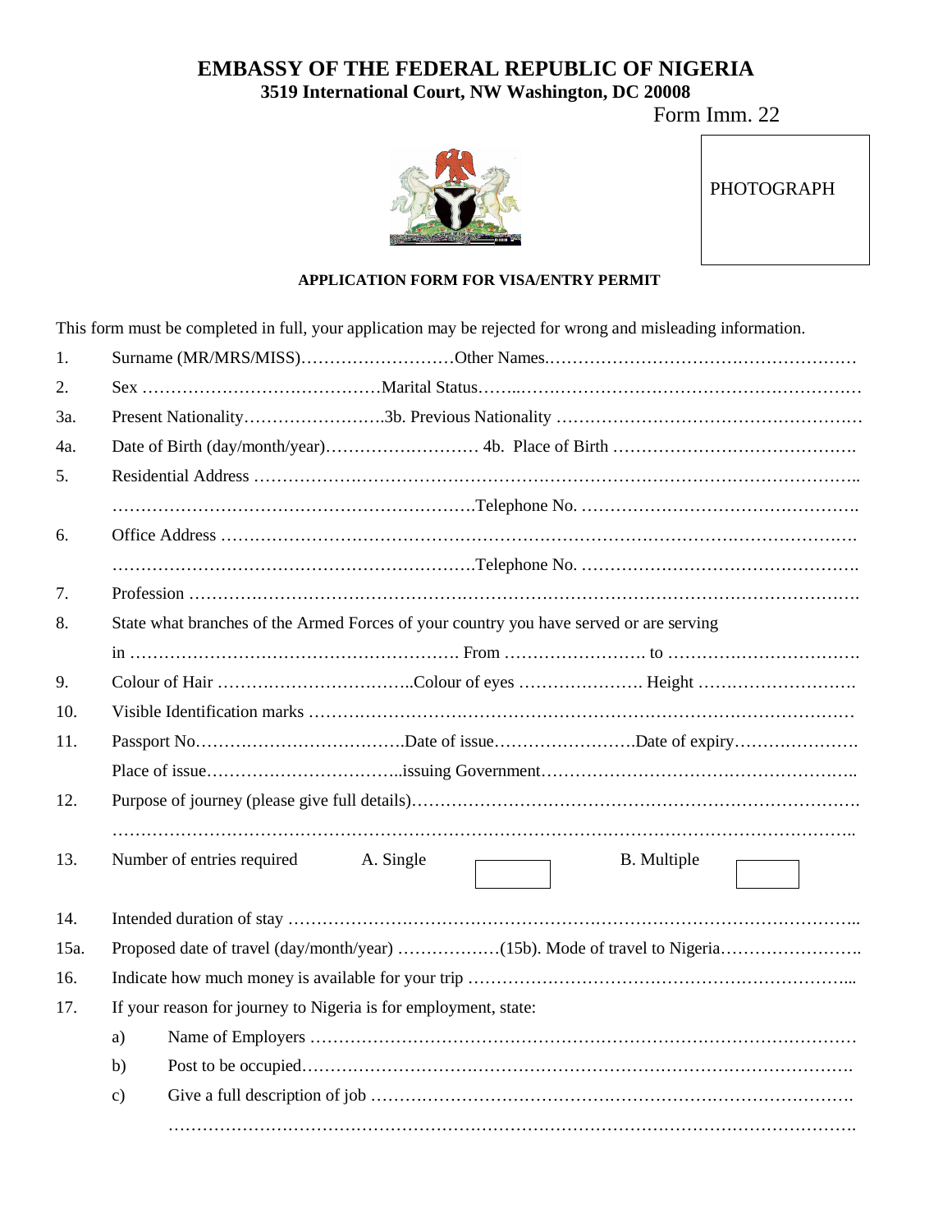# EMBASSY OF THE FEDERAL REPUBLIC OF NIGERIA

**3519 International Court, NW Washington, DC 20008**

Form Imm. 22

PHOTOGRAPH

**APPLICATION FORM FOR VISA/ENTRY PERMIT**

This form must be completed in full, your application may be rejected for wrong and misleading information.

1. Surname (MR/MRS/MISS)………………………Other Names.………………………………………………
2. Sex ……………………………………Marital Status……..……………………………………………………
3a. Present Nationality…………………….3b. Previous Nationality ………………………………………………
4a. Date of Birth (day/month/year)………………………. 4b. Place of Birth …………………………………….
5. Residential Address …………………………………………………………………………………………..
   ………………………………………………………Telephone No. ………………………………………….
6. Office Address ………………………………………………………………………………………………….
   ………………………………………………………Telephone No. ………………………………………….
7. Profession ……………………………………………………………………………………………………….
8. State what branches of the Armed Forces of your country you have served or are serving
   in …………………………………………………. From ……………………. to …………………………….
9. Colour of Hair ……………………………..Colour of eyes …………………. Height ……………………….
10. Visible Identification marks ……………………………………………………………………………………
11. Passport No……………………………….Date of issue…………………….Date of expiry………………….
    Place of issue…………………………..issuing Government………………………………………………..
12. Purpose of journey (please give full details)……………………………………………………………………
    ……………………………………………………………………………………………………………………..
13. Number of entries required A. Single ☐ B. Multiple ☐
14. Intended duration of stay ……………………………………………………………………………………..
15a. Proposed date of travel (day/month/year) ………………(15b). Mode of travel to Nigeria……………………..
16. Indicate how much money is available for your trip …………………………………………………………...
17. If your reason for journey to Nigeria is for employment, state:
    a) Name of Employers ……………………………………………………………………………
    b) Post to be occupied…………………………………………………………………………….
    c) Give a full description of job ………………………………………………………………….
       ……………………………………………………………………………………………………….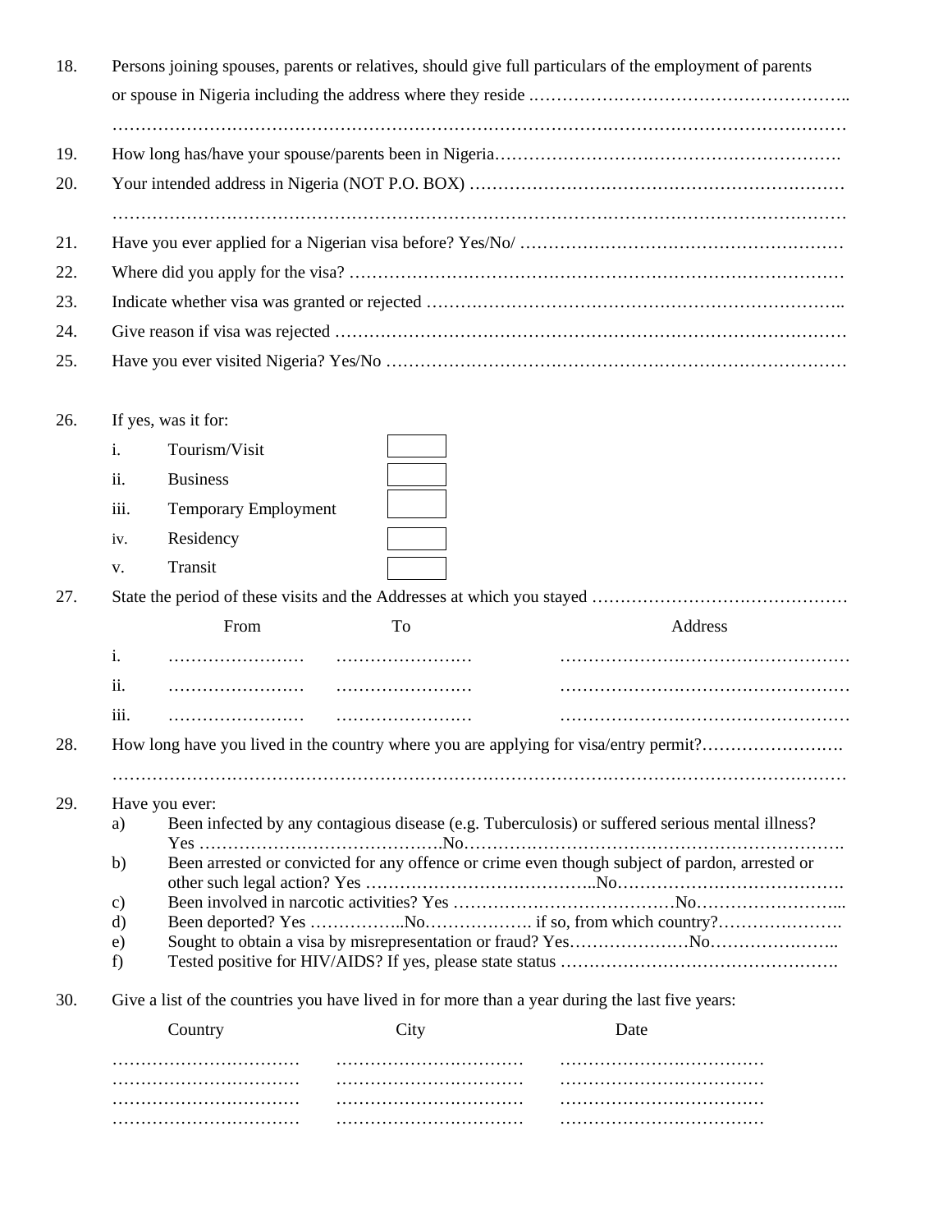18. Persons joining spouses, parents or relatives, should give full particulars of the employment of parents or spouse in Nigeria including the address where they reside ………………………………………………..

…………………………………………………………………………………………………………………

19. How long has/have your spouse/parents been in Nigeria…………………………………………………….

20. Your intended address in Nigeria (NOT P.O. BOX) ………………………………………………………

…………………………………………………………………………………………………………………

21. Have you ever applied for a Nigerian visa before? Yes/No/ …………………………………………………

22. Where did you apply for the visa? ……………………………………………………………………………

23. Indicate whether visa was granted or rejected ………………………………………………………………..

24. Give reason if visa was rejected ……………………………………………………………………………

25. Have you ever visited Nigeria? Yes/No ………………………………………………………………………

26. If yes, was it for:

   i. Tourism/Visit ☐

   ii. Business ☐

   iii. Temporary Employment ☐

   iv. Residency ☐

   v. Transit ☐

27. State the period of these visits and the Addresses at which you stayed ………………………………………

| | From | To | Address |
|---|---|---|---|
| i. | …………………… | …………………… | …………………………………………… |
| ii. | …………………… | …………………… | …………………………………………… |
| iii. | …………………… | …………………… | …………………………………………… |

28. How long have you lived in the country where you are applying for visa/entry permit?…………………….

…………………………………………………………………………………………………………………

29. Have you ever:

   a) Been infected by any contagious disease (e.g. Tuberculosis) or suffered serious mental illness? Yes ……………………………………No……………………………………………………….

   b) Been arrested or convicted for any offence or crime even though subject of pardon, arrested or other such legal action? Yes …………………………………..No………………………………….

   c) Been involved in narcotic activities? Yes …………………………………No……………………...

   d) Been deported? Yes ……………..No………………. if so, from which country?………………….

   e) Sought to obtain a visa by misrepresentation or fraud? Yes…………………No…………………..

   f) Tested positive for HIV/AIDS? If yes, please state status ………………………………………….

30. Give a list of the countries you have lived in for more than a year during the last five years:

| Country | City | Date |
|---|---|---|
| …………………………… | …………………………… | ……………………………… |
| …………………………… | …………………………… | ……………………………… |
| …………………………… | …………………………… | ……………………………… |
| …………………………… | …………………………… | ……………………………… |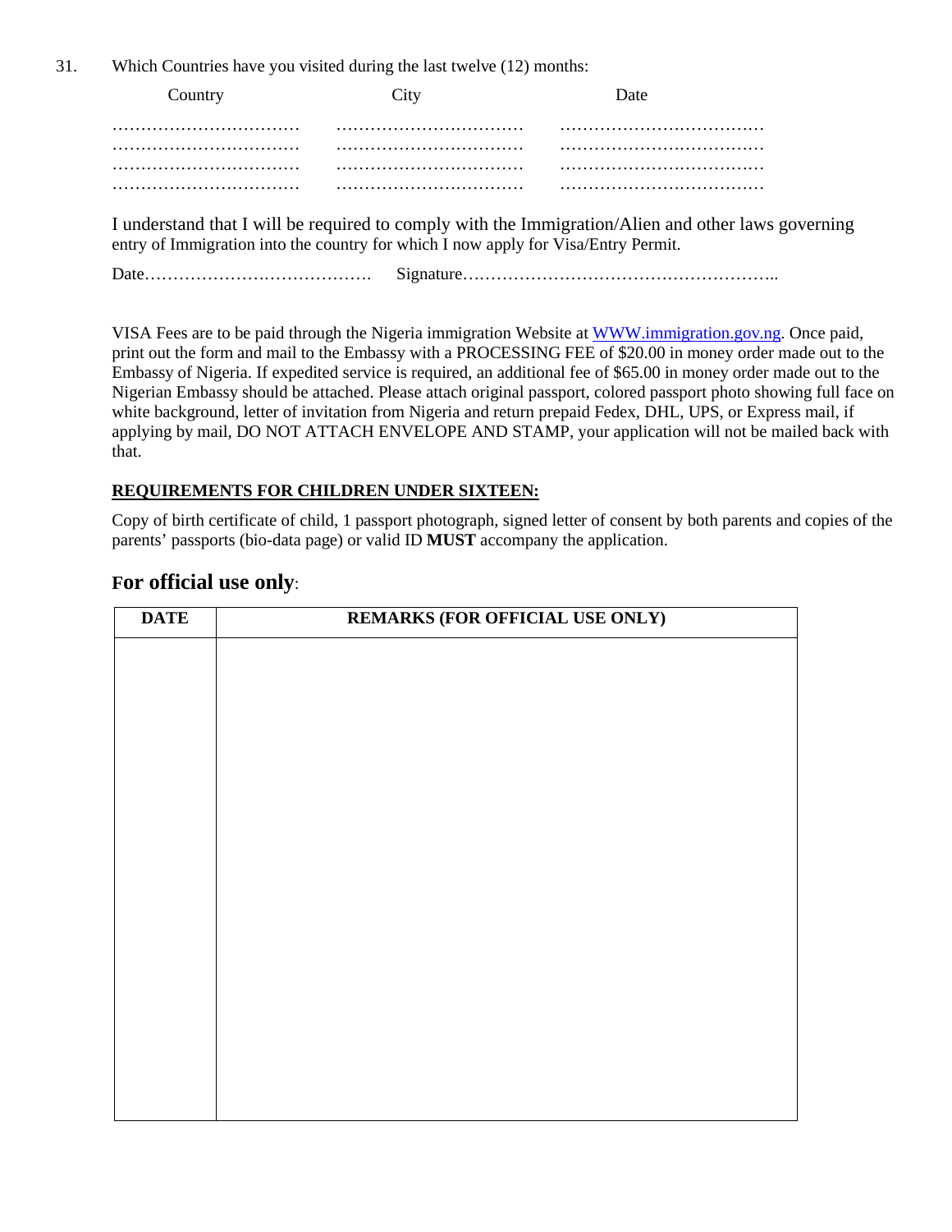31. Which Countries have you visited during the last twelve (12) months:

| Country | City | Date |
|---|---|---|
| …………………………… | …………………………… | ……………………………… |
| …………………………… | …………………………… | ……………………………… |
| …………………………… | …………………………… | ……………………………… |
| …………………………… | …………………………… | ……………………………… |

I understand that I will be required to comply with the Immigration/Alien and other laws governing entry of Immigration into the country for which I now apply for Visa/Entry Permit.

Date…………………………………. Signature………………………………………………..

VISA Fees are to be paid through the Nigeria immigration Website at [WWW.immigration.gov.ng](http://WWW.immigration.gov.ng). Once paid, print out the form and mail to the Embassy with a PROCESSING FEE of $20.00 in money order made out to the Embassy of Nigeria. If expedited service is required, an additional fee of $65.00 in money order made out to the Nigerian Embassy should be attached. Please attach original passport, colored passport photo showing full face on white background, letter of invitation from Nigeria and return prepaid Fedex, DHL, UPS, or Express mail, if applying by mail, DO NOT ATTACH ENVELOPE AND STAMP, your application will not be mailed back with that.

**REQUIREMENTS FOR CHILDREN UNDER SIXTEEN:**

Copy of birth certificate of child, 1 passport photograph, signed letter of consent by both parents and copies of the parents' passports (bio-data page) or valid ID **MUST** accompany the application.

## For official use only:

| DATE | REMARKS (FOR OFFICIAL USE ONLY) |
|---|---|
| | |